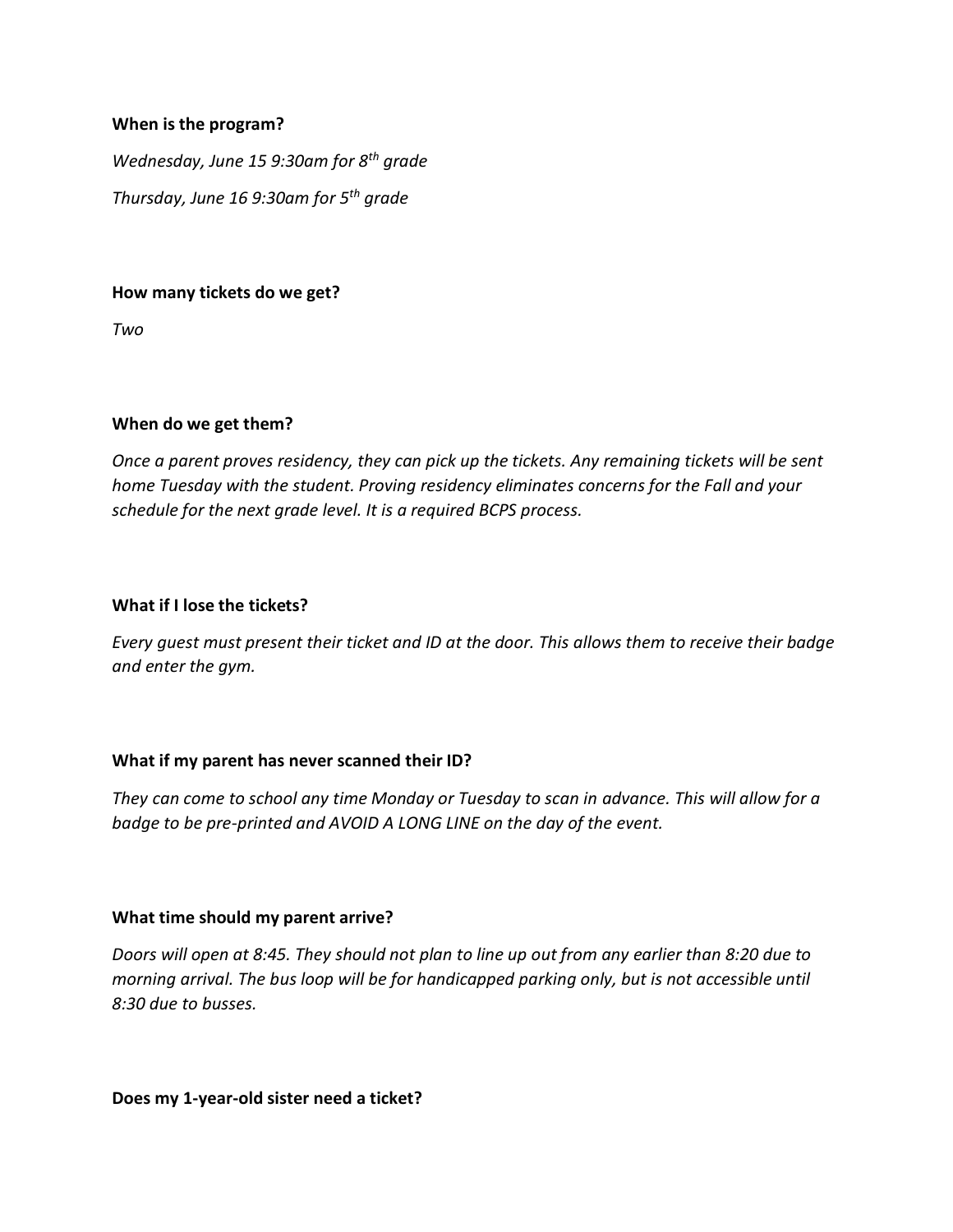**When is the program?**

*Wednesday, June 15 9:30am for 8th grade*

*Thursday, June 16 9:30am for 5th grade*

**How many tickets do we get?**

*Two*

**When do we get them?**

*Once a parent proves residency, they can pick up the tickets. Any remaining tickets will be sent home Tuesday with the student. Proving residency eliminates concerns for the Fall and your schedule for the next grade level. It is a required BCPS process.*

**What if I lose the tickets?**

*Every guest must present their ticket and ID at the door. This allows them to receive their badge and enter the gym.*

**What if my parent has never scanned their ID?**

*They can come to school any time Monday or Tuesday to scan in advance. This will allow for a badge to be pre-printed and AVOID A LONG LINE on the day of the event.*

**What time should my parent arrive?**

*Doors will open at 8:45. They should not plan to line up out from any earlier than 8:20 due to morning arrival. The bus loop will be for handicapped parking only, but is not accessible until 8:30 due to busses.*

**Does my 1-year-old sister need a ticket?**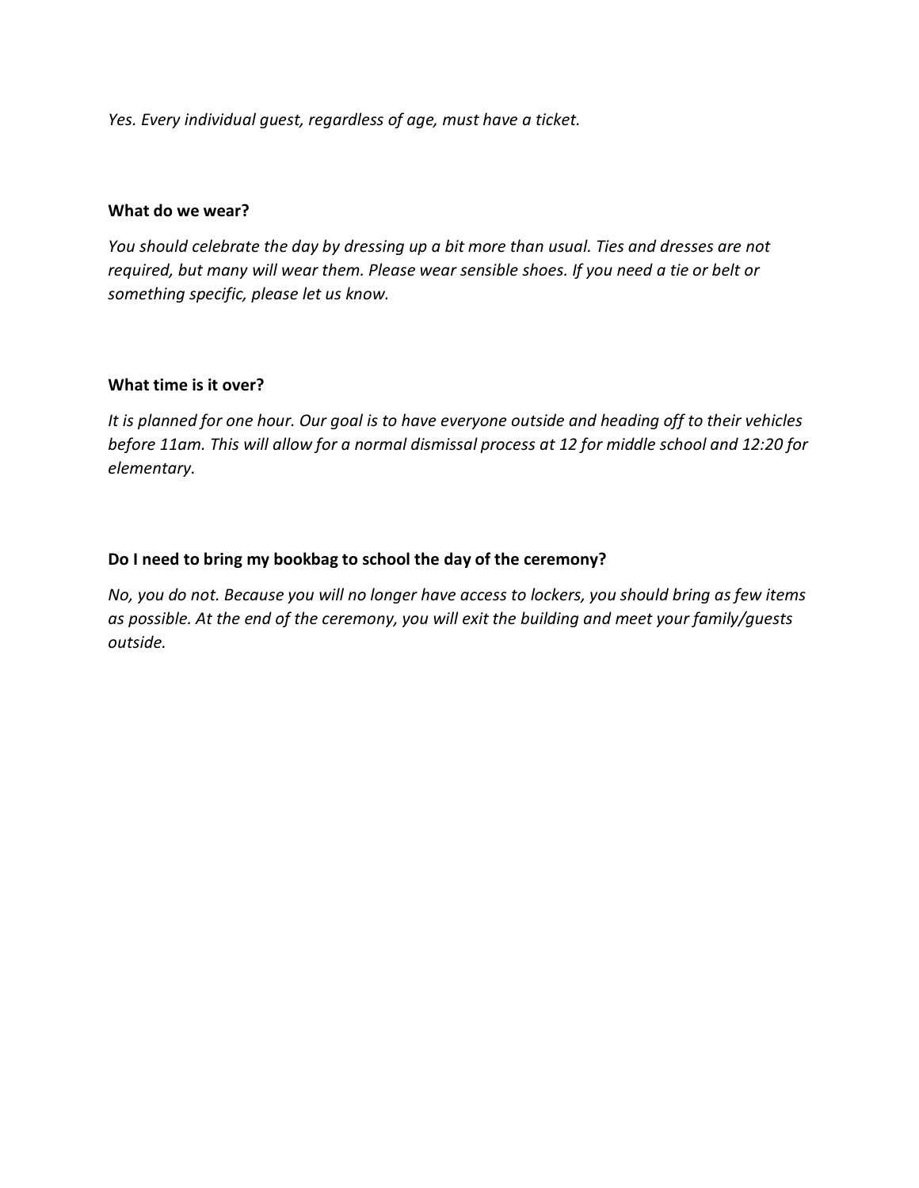*Yes. Every individual guest, regardless of age, must have a ticket.*

**What do we wear?**

*You should celebrate the day by dressing up a bit more than usual. Ties and dresses are not required, but many will wear them. Please wear sensible shoes. If you need a tie or belt or something specific, please let us know.*

**What time is it over?**

*It is planned for one hour. Our goal is to have everyone outside and heading off to their vehicles before 11am. This will allow for a normal dismissal process at 12 for middle school and 12:20 for elementary.*

**Do I need to bring my bookbag to school the day of the ceremony?**

*No, you do not. Because you will no longer have access to lockers, you should bring as few items as possible. At the end of the ceremony, you will exit the building and meet your family/guests outside.*